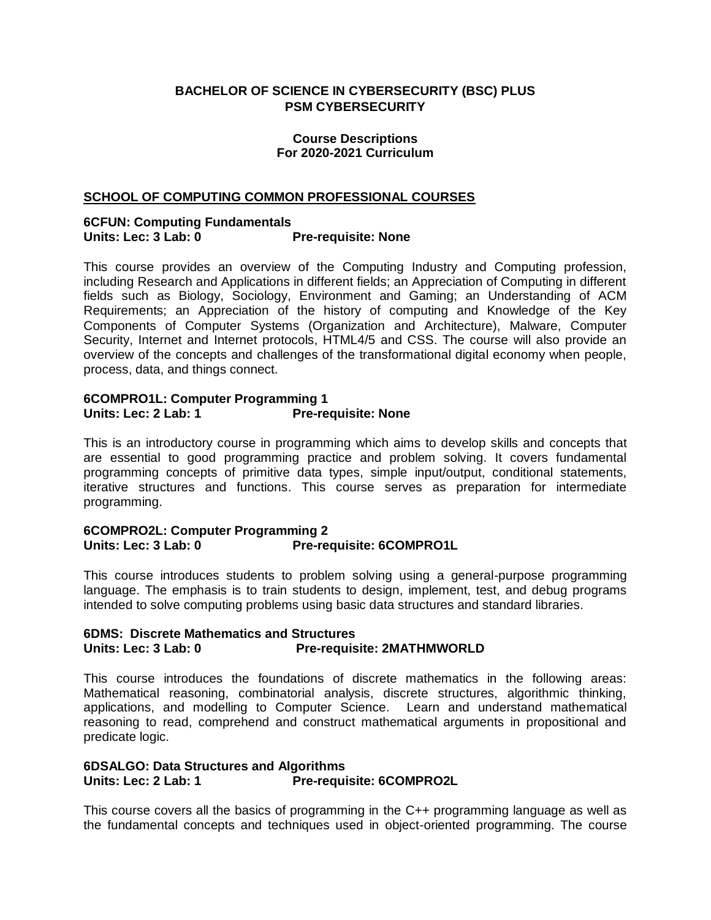# BACHELOR OF SCIENCE IN CYBERSECURITY (BSC) PLUS PSM CYBERSECURITY

## Course Descriptions For 2020-2021 Curriculum

## SCHOOL OF COMPUTING COMMON PROFESSIONAL COURSES

### 6CFUN: Computing Fundamentals
**Units: Lec: 3 Lab: 0 Pre-requisite: None**

This course provides an overview of the Computing Industry and Computing profession, including Research and Applications in different fields; an Appreciation of Computing in different fields such as Biology, Sociology, Environment and Gaming; an Understanding of ACM Requirements; an Appreciation of the history of computing and Knowledge of the Key Components of Computer Systems (Organization and Architecture), Malware, Computer Security, Internet and Internet protocols, HTML4/5 and CSS. The course will also provide an overview of the concepts and challenges of the transformational digital economy when people, process, data, and things connect.

### 6COMPRO1L: Computer Programming 1
**Units: Lec: 2 Lab: 1 Pre-requisite: None**

This is an introductory course in programming which aims to develop skills and concepts that are essential to good programming practice and problem solving. It covers fundamental programming concepts of primitive data types, simple input/output, conditional statements, iterative structures and functions. This course serves as preparation for intermediate programming.

### 6COMPRO2L: Computer Programming 2
**Units: Lec: 3 Lab: 0 Pre-requisite: 6COMPRO1L**

This course introduces students to problem solving using a general-purpose programming language. The emphasis is to train students to design, implement, test, and debug programs intended to solve computing problems using basic data structures and standard libraries.

### 6DMS: Discrete Mathematics and Structures
**Units: Lec: 3 Lab: 0 Pre-requisite: 2MATHMWORLD**

This course introduces the foundations of discrete mathematics in the following areas: Mathematical reasoning, combinatorial analysis, discrete structures, algorithmic thinking, applications, and modelling to Computer Science. Learn and understand mathematical reasoning to read, comprehend and construct mathematical arguments in propositional and predicate logic.

### 6DSALGO: Data Structures and Algorithms
**Units: Lec: 2 Lab: 1 Pre-requisite: 6COMPRO2L**

This course covers all the basics of programming in the C++ programming language as well as the fundamental concepts and techniques used in object-oriented programming. The course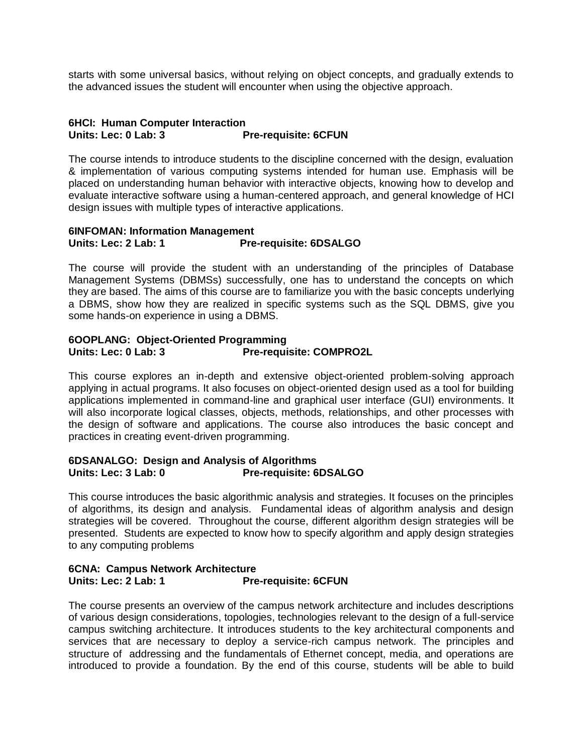starts with some universal basics, without relying on object concepts, and gradually extends to the advanced issues the student will encounter when using the objective approach.

**6HCI: Human Computer Interaction**
**Units: Lec: 0 Lab: 3 Pre-requisite: 6CFUN**

The course intends to introduce students to the discipline concerned with the design, evaluation & implementation of various computing systems intended for human use. Emphasis will be placed on understanding human behavior with interactive objects, knowing how to develop and evaluate interactive software using a human-centered approach, and general knowledge of HCI design issues with multiple types of interactive applications.

**6INFOMAN: Information Management**
**Units: Lec: 2 Lab: 1 Pre-requisite: 6DSALGO**

The course will provide the student with an understanding of the principles of Database Management Systems (DBMSs) successfully, one has to understand the concepts on which they are based. The aims of this course are to familiarize you with the basic concepts underlying a DBMS, show how they are realized in specific systems such as the SQL DBMS, give you some hands-on experience in using a DBMS.

**6OOPLANG: Object-Oriented Programming**
**Units: Lec: 0 Lab: 3 Pre-requisite: COMPRO2L**

This course explores an in-depth and extensive object-oriented problem-solving approach applying in actual programs. It also focuses on object-oriented design used as a tool for building applications implemented in command-line and graphical user interface (GUI) environments. It will also incorporate logical classes, objects, methods, relationships, and other processes with the design of software and applications. The course also introduces the basic concept and practices in creating event-driven programming.

**6DSANALGO: Design and Analysis of Algorithms**
**Units: Lec: 3 Lab: 0 Pre-requisite: 6DSALGO**

This course introduces the basic algorithmic analysis and strategies. It focuses on the principles of algorithms, its design and analysis. Fundamental ideas of algorithm analysis and design strategies will be covered. Throughout the course, different algorithm design strategies will be presented. Students are expected to know how to specify algorithm and apply design strategies to any computing problems

**6CNA: Campus Network Architecture**
**Units: Lec: 2 Lab: 1 Pre-requisite: 6CFUN**

The course presents an overview of the campus network architecture and includes descriptions of various design considerations, topologies, technologies relevant to the design of a full-service campus switching architecture. It introduces students to the key architectural components and services that are necessary to deploy a service-rich campus network. The principles and structure of addressing and the fundamentals of Ethernet concept, media, and operations are introduced to provide a foundation. By the end of this course, students will be able to build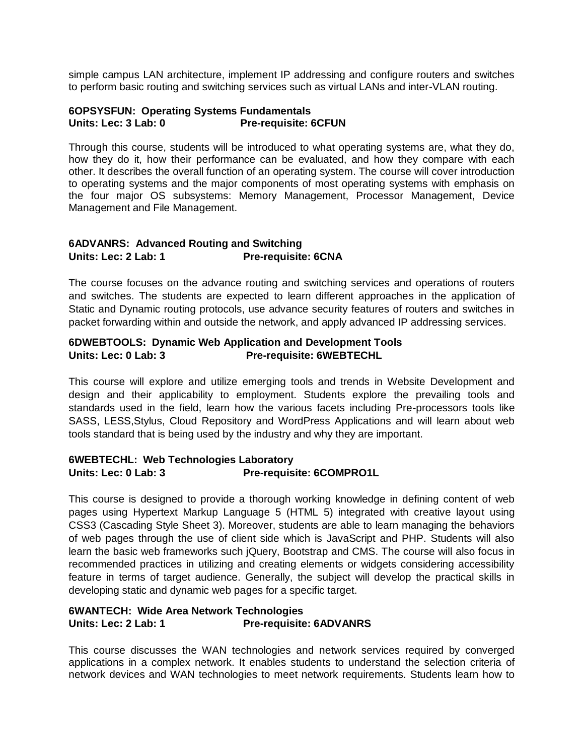simple campus LAN architecture, implement IP addressing and configure routers and switches to perform basic routing and switching services such as virtual LANs and inter-VLAN routing.

**6OPSYSFUN: Operating Systems Fundamentals**
**Units: Lec: 3 Lab: 0 Pre-requisite: 6CFUN**

Through this course, students will be introduced to what operating systems are, what they do, how they do it, how their performance can be evaluated, and how they compare with each other. It describes the overall function of an operating system. The course will cover introduction to operating systems and the major components of most operating systems with emphasis on the four major OS subsystems: Memory Management, Processor Management, Device Management and File Management.

**6ADVANRS: Advanced Routing and Switching**
**Units: Lec: 2 Lab: 1 Pre-requisite: 6CNA**

The course focuses on the advance routing and switching services and operations of routers and switches. The students are expected to learn different approaches in the application of Static and Dynamic routing protocols, use advance security features of routers and switches in packet forwarding within and outside the network, and apply advanced IP addressing services.

**6DWEBTOOLS: Dynamic Web Application and Development Tools**
**Units: Lec: 0 Lab: 3 Pre-requisite: 6WEBTECHL**

This course will explore and utilize emerging tools and trends in Website Development and design and their applicability to employment. Students explore the prevailing tools and standards used in the field, learn how the various facets including Pre-processors tools like SASS, LESS,Stylus, Cloud Repository and WordPress Applications and will learn about web tools standard that is being used by the industry and why they are important.

**6WEBTECHL: Web Technologies Laboratory**
**Units: Lec: 0 Lab: 3 Pre-requisite: 6COMPRO1L**

This course is designed to provide a thorough working knowledge in defining content of web pages using Hypertext Markup Language 5 (HTML 5) integrated with creative layout using CSS3 (Cascading Style Sheet 3). Moreover, students are able to learn managing the behaviors of web pages through the use of client side which is JavaScript and PHP. Students will also learn the basic web frameworks such jQuery, Bootstrap and CMS. The course will also focus in recommended practices in utilizing and creating elements or widgets considering accessibility feature in terms of target audience. Generally, the subject will develop the practical skills in developing static and dynamic web pages for a specific target.

**6WANTECH: Wide Area Network Technologies**
**Units: Lec: 2 Lab: 1 Pre-requisite: 6ADVANRS**

This course discusses the WAN technologies and network services required by converged applications in a complex network. It enables students to understand the selection criteria of network devices and WAN technologies to meet network requirements. Students learn how to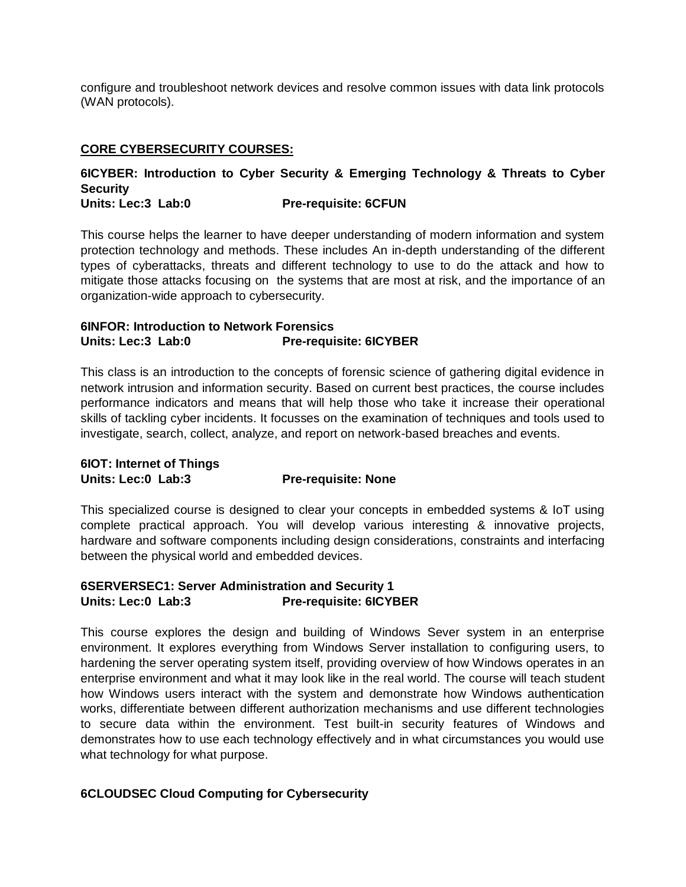configure and troubleshoot network devices and resolve common issues with data link protocols (WAN protocols).

## CORE CYBERSECURITY COURSES:

### 6ICYBER: Introduction to Cyber Security & Emerging Technology & Threats to Cyber Security

**Units: Lec:3 Lab:0 Pre-requisite: 6CFUN**

This course helps the learner to have deeper understanding of modern information and system protection technology and methods. These includes An in-depth understanding of the different types of cyberattacks, threats and different technology to use to do the attack and how to mitigate those attacks focusing on the systems that are most at risk, and the importance of an organization-wide approach to cybersecurity.

### 6INFOR: Introduction to Network Forensics

**Units: Lec:3 Lab:0 Pre-requisite: 6ICYBER**

This class is an introduction to the concepts of forensic science of gathering digital evidence in network intrusion and information security. Based on current best practices, the course includes performance indicators and means that will help those who take it increase their operational skills of tackling cyber incidents. It focusses on the examination of techniques and tools used to investigate, search, collect, analyze, and report on network-based breaches and events.

### 6IOT: Internet of Things

**Units: Lec:0 Lab:3 Pre-requisite: None**

This specialized course is designed to clear your concepts in embedded systems & IoT using complete practical approach. You will develop various interesting & innovative projects, hardware and software components including design considerations, constraints and interfacing between the physical world and embedded devices.

### 6SERVERSEC1: Server Administration and Security 1

**Units: Lec:0 Lab:3 Pre-requisite: 6ICYBER**

This course explores the design and building of Windows Sever system in an enterprise environment. It explores everything from Windows Server installation to configuring users, to hardening the server operating system itself, providing overview of how Windows operates in an enterprise environment and what it may look like in the real world. The course will teach student how Windows users interact with the system and demonstrate how Windows authentication works, differentiate between different authorization mechanisms and use different technologies to secure data within the environment. Test built-in security features of Windows and demonstrates how to use each technology effectively and in what circumstances you would use what technology for what purpose.

### 6CLOUDSEC Cloud Computing for Cybersecurity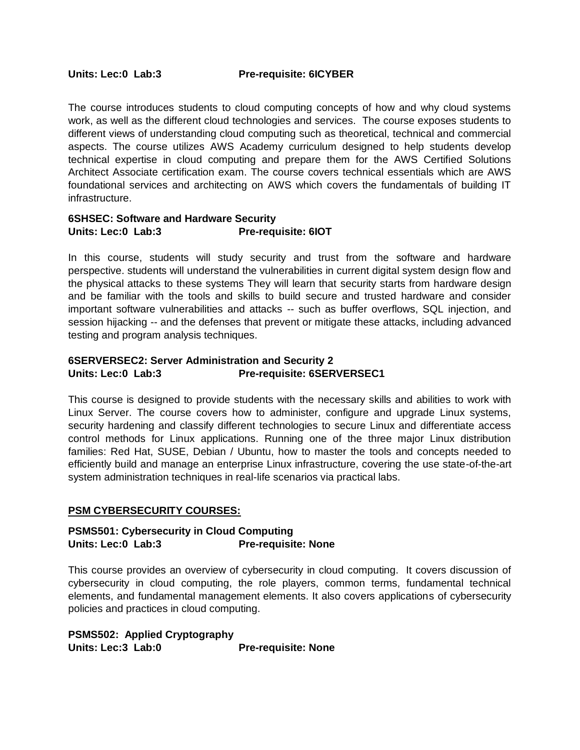**Units: Lec:0 Lab:3 Pre-requisite: 6ICYBER**

The course introduces students to cloud computing concepts of how and why cloud systems work, as well as the different cloud technologies and services. The course exposes students to different views of understanding cloud computing such as theoretical, technical and commercial aspects. The course utilizes AWS Academy curriculum designed to help students develop technical expertise in cloud computing and prepare them for the AWS Certified Solutions Architect Associate certification exam. The course covers technical essentials which are AWS foundational services and architecting on AWS which covers the fundamentals of building IT infrastructure.

**6SHSEC: Software and Hardware Security**
**Units: Lec:0 Lab:3 Pre-requisite: 6IOT**

In this course, students will study security and trust from the software and hardware perspective. students will understand the vulnerabilities in current digital system design flow and the physical attacks to these systems They will learn that security starts from hardware design and be familiar with the tools and skills to build secure and trusted hardware and consider important software vulnerabilities and attacks -- such as buffer overflows, SQL injection, and session hijacking -- and the defenses that prevent or mitigate these attacks, including advanced testing and program analysis techniques.

**6SERVERSEC2: Server Administration and Security 2**
**Units: Lec:0 Lab:3 Pre-requisite: 6SERVERSEC1**

This course is designed to provide students with the necessary skills and abilities to work with Linux Server. The course covers how to administer, configure and upgrade Linux systems, security hardening and classify different technologies to secure Linux and differentiate access control methods for Linux applications. Running one of the three major Linux distribution families: Red Hat, SUSE, Debian / Ubuntu, how to master the tools and concepts needed to efficiently build and manage an enterprise Linux infrastructure, covering the use state-of-the-art system administration techniques in real-life scenarios via practical labs.

## PSM CYBERSECURITY COURSES:

**PSMS501: Cybersecurity in Cloud Computing**
**Units: Lec:0 Lab:3 Pre-requisite: None**

This course provides an overview of cybersecurity in cloud computing. It covers discussion of cybersecurity in cloud computing, the role players, common terms, fundamental technical elements, and fundamental management elements. It also covers applications of cybersecurity policies and practices in cloud computing.

**PSMS502: Applied Cryptography**
**Units: Lec:3 Lab:0 Pre-requisite: None**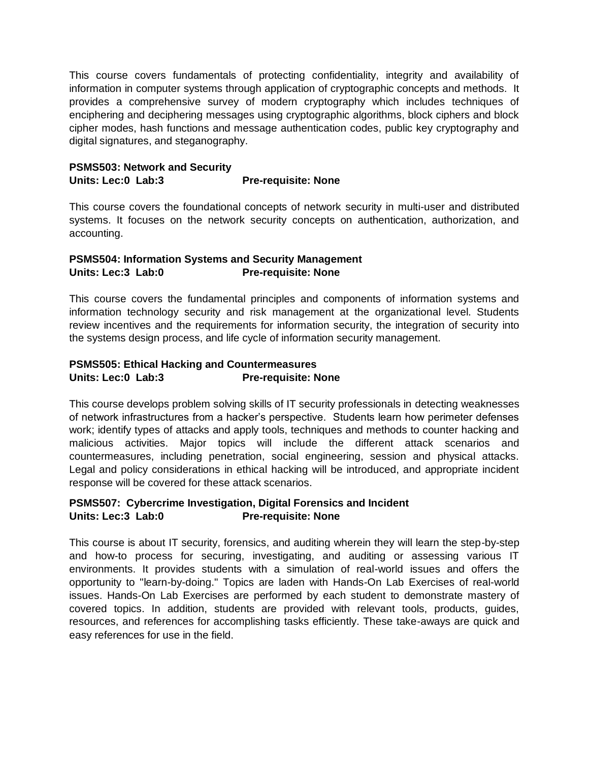This course covers fundamentals of protecting confidentiality, integrity and availability of information in computer systems through application of cryptographic concepts and methods. It provides a comprehensive survey of modern cryptography which includes techniques of enciphering and deciphering messages using cryptographic algorithms, block ciphers and block cipher modes, hash functions and message authentication codes, public key cryptography and digital signatures, and steganography.

**PSMS503: Network and Security**
**Units: Lec:0 Lab:3 Pre-requisite: None**

This course covers the foundational concepts of network security in multi-user and distributed systems. It focuses on the network security concepts on authentication, authorization, and accounting.

**PSMS504: Information Systems and Security Management**
**Units: Lec:3 Lab:0 Pre-requisite: None**

This course covers the fundamental principles and components of information systems and information technology security and risk management at the organizational level. Students review incentives and the requirements for information security, the integration of security into the systems design process, and life cycle of information security management.

**PSMS505: Ethical Hacking and Countermeasures**
**Units: Lec:0 Lab:3 Pre-requisite: None**

This course develops problem solving skills of IT security professionals in detecting weaknesses of network infrastructures from a hacker's perspective. Students learn how perimeter defenses work; identify types of attacks and apply tools, techniques and methods to counter hacking and malicious activities. Major topics will include the different attack scenarios and countermeasures, including penetration, social engineering, session and physical attacks. Legal and policy considerations in ethical hacking will be introduced, and appropriate incident response will be covered for these attack scenarios.

**PSMS507: Cybercrime Investigation, Digital Forensics and Incident**
**Units: Lec:3 Lab:0 Pre-requisite: None**

This course is about IT security, forensics, and auditing wherein they will learn the step-by-step and how-to process for securing, investigating, and auditing or assessing various IT environments. It provides students with a simulation of real-world issues and offers the opportunity to "learn-by-doing." Topics are laden with Hands-On Lab Exercises of real-world issues. Hands-On Lab Exercises are performed by each student to demonstrate mastery of covered topics. In addition, students are provided with relevant tools, products, guides, resources, and references for accomplishing tasks efficiently. These take-aways are quick and easy references for use in the field.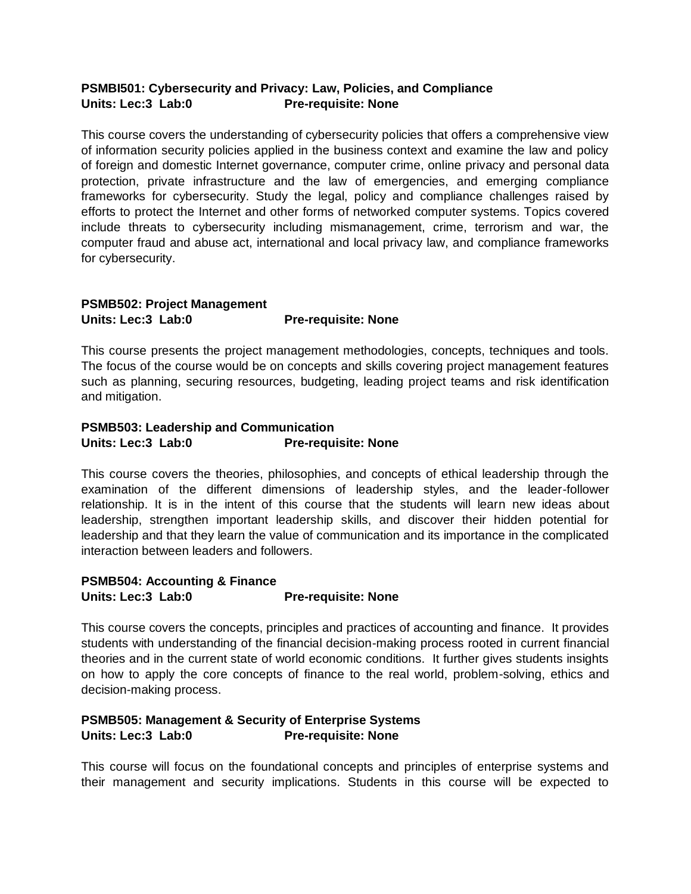**PSMBI501: Cybersecurity and Privacy: Law, Policies, and Compliance**
**Units: Lec:3 Lab:0 Pre-requisite: None**

This course covers the understanding of cybersecurity policies that offers a comprehensive view of information security policies applied in the business context and examine the law and policy of foreign and domestic Internet governance, computer crime, online privacy and personal data protection, private infrastructure and the law of emergencies, and emerging compliance frameworks for cybersecurity. Study the legal, policy and compliance challenges raised by efforts to protect the Internet and other forms of networked computer systems. Topics covered include threats to cybersecurity including mismanagement, crime, terrorism and war, the computer fraud and abuse act, international and local privacy law, and compliance frameworks for cybersecurity.

**PSMB502: Project Management**
**Units: Lec:3 Lab:0 Pre-requisite: None**

This course presents the project management methodologies, concepts, techniques and tools. The focus of the course would be on concepts and skills covering project management features such as planning, securing resources, budgeting, leading project teams and risk identification and mitigation.

**PSMB503: Leadership and Communication**
**Units: Lec:3 Lab:0 Pre-requisite: None**

This course covers the theories, philosophies, and concepts of ethical leadership through the examination of the different dimensions of leadership styles, and the leader-follower relationship. It is in the intent of this course that the students will learn new ideas about leadership, strengthen important leadership skills, and discover their hidden potential for leadership and that they learn the value of communication and its importance in the complicated interaction between leaders and followers.

**PSMB504: Accounting & Finance**
**Units: Lec:3 Lab:0 Pre-requisite: None**

This course covers the concepts, principles and practices of accounting and finance. It provides students with understanding of the financial decision-making process rooted in current financial theories and in the current state of world economic conditions. It further gives students insights on how to apply the core concepts of finance to the real world, problem-solving, ethics and decision-making process.

**PSMB505: Management & Security of Enterprise Systems**
**Units: Lec:3 Lab:0 Pre-requisite: None**

This course will focus on the foundational concepts and principles of enterprise systems and their management and security implications. Students in this course will be expected to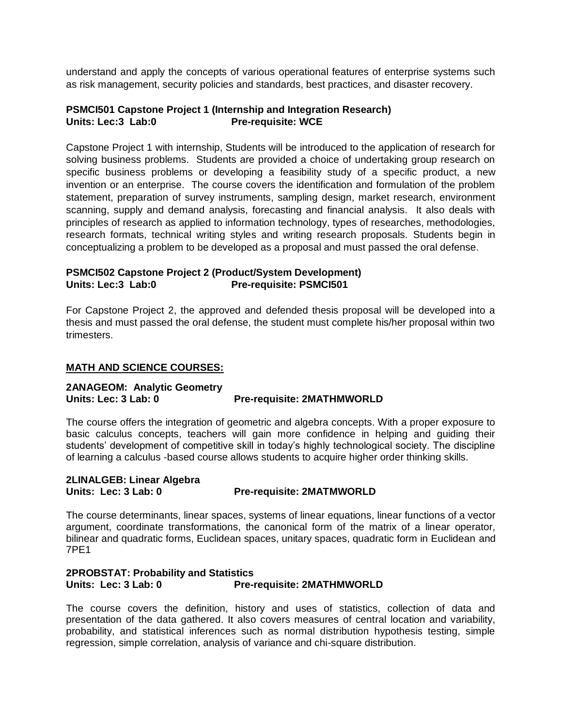understand and apply the concepts of various operational features of enterprise systems such as risk management, security policies and standards, best practices, and disaster recovery.

**PSMCI501 Capstone Project 1 (Internship and Integration Research)**
**Units: Lec:3 Lab:0 Pre-requisite: WCE**

Capstone Project 1 with internship, Students will be introduced to the application of research for solving business problems. Students are provided a choice of undertaking group research on specific business problems or developing a feasibility study of a specific product, a new invention or an enterprise. The course covers the identification and formulation of the problem statement, preparation of survey instruments, sampling design, market research, environment scanning, supply and demand analysis, forecasting and financial analysis. It also deals with principles of research as applied to information technology, types of researches, methodologies, research formats, technical writing styles and writing research proposals. Students begin in conceptualizing a problem to be developed as a proposal and must passed the oral defense.

**PSMCI502 Capstone Project 2 (Product/System Development)**
**Units: Lec:3 Lab:0 Pre-requisite: PSMCI501**

For Capstone Project 2, the approved and defended thesis proposal will be developed into a thesis and must passed the oral defense, the student must complete his/her proposal within two trimesters.

## **MATH AND SCIENCE COURSES:**

**2ANAGEOM: Analytic Geometry**
**Units: Lec: 3 Lab: 0 Pre-requisite: 2MATHMWORLD**

The course offers the integration of geometric and algebra concepts. With a proper exposure to basic calculus concepts, teachers will gain more confidence in helping and guiding their students' development of competitive skill in today's highly technological society. The discipline of learning a calculus -based course allows students to acquire higher order thinking skills.

**2LINALGEB: Linear Algebra**
**Units: Lec: 3 Lab: 0 Pre-requisite: 2MATMWORLD**

The course determinants, linear spaces, systems of linear equations, linear functions of a vector argument, coordinate transformations, the canonical form of the matrix of a linear operator, bilinear and quadratic forms, Euclidean spaces, unitary spaces, quadratic form in Euclidean and 7PE1

**2PROBSTAT: Probability and Statistics**
**Units: Lec: 3 Lab: 0 Pre-requisite: 2MATHMWORLD**

The course covers the definition, history and uses of statistics, collection of data and presentation of the data gathered. It also covers measures of central location and variability, probability, and statistical inferences such as normal distribution hypothesis testing, simple regression, simple correlation, analysis of variance and chi-square distribution.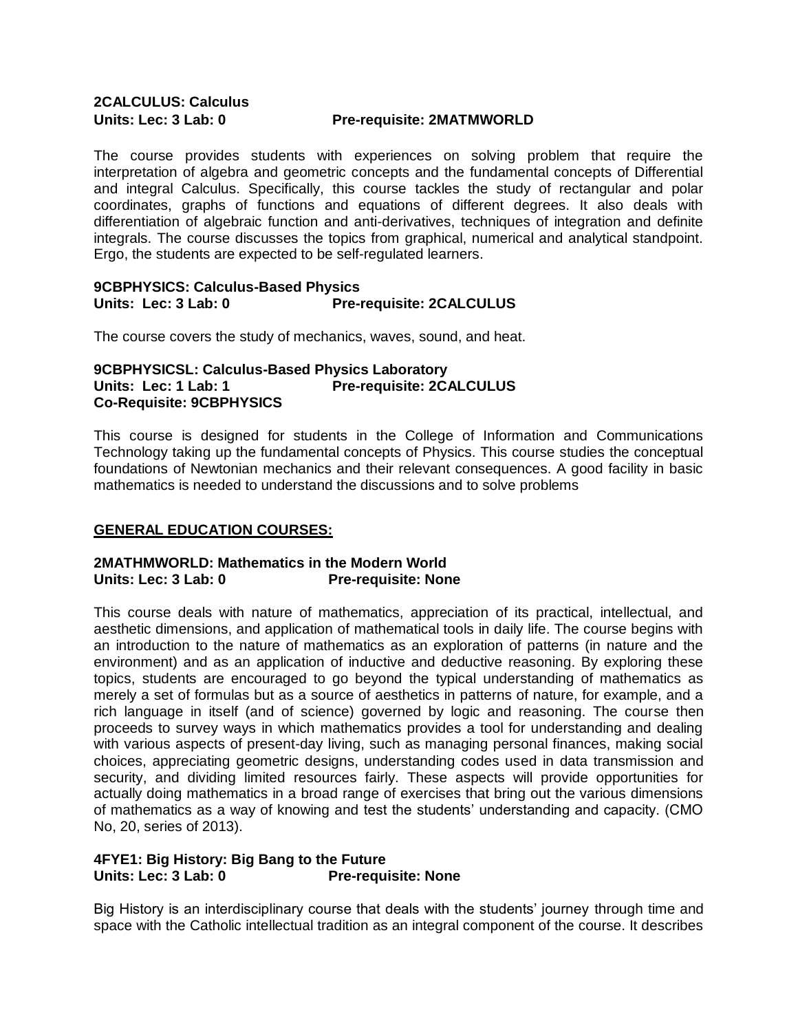**2CALCULUS: Calculus**
**Units: Lec: 3 Lab: 0 Pre-requisite: 2MATMWORLD**

The course provides students with experiences on solving problem that require the interpretation of algebra and geometric concepts and the fundamental concepts of Differential and integral Calculus. Specifically, this course tackles the study of rectangular and polar coordinates, graphs of functions and equations of different degrees. It also deals with differentiation of algebraic function and anti-derivatives, techniques of integration and definite integrals. The course discusses the topics from graphical, numerical and analytical standpoint. Ergo, the students are expected to be self-regulated learners.

**9CBPHYSICS: Calculus-Based Physics**
**Units: Lec: 3 Lab: 0 Pre-requisite: 2CALCULUS**

The course covers the study of mechanics, waves, sound, and heat.

**9CBPHYSICSL: Calculus-Based Physics Laboratory**
**Units: Lec: 1 Lab: 1 Pre-requisite: 2CALCULUS**
**Co-Requisite: 9CBPHYSICS**

This course is designed for students in the College of Information and Communications Technology taking up the fundamental concepts of Physics. This course studies the conceptual foundations of Newtonian mechanics and their relevant consequences. A good facility in basic mathematics is needed to understand the discussions and to solve problems

## GENERAL EDUCATION COURSES:

**2MATHMWORLD: Mathematics in the Modern World**
**Units: Lec: 3 Lab: 0 Pre-requisite: None**

This course deals with nature of mathematics, appreciation of its practical, intellectual, and aesthetic dimensions, and application of mathematical tools in daily life. The course begins with an introduction to the nature of mathematics as an exploration of patterns (in nature and the environment) and as an application of inductive and deductive reasoning. By exploring these topics, students are encouraged to go beyond the typical understanding of mathematics as merely a set of formulas but as a source of aesthetics in patterns of nature, for example, and a rich language in itself (and of science) governed by logic and reasoning. The course then proceeds to survey ways in which mathematics provides a tool for understanding and dealing with various aspects of present-day living, such as managing personal finances, making social choices, appreciating geometric designs, understanding codes used in data transmission and security, and dividing limited resources fairly. These aspects will provide opportunities for actually doing mathematics in a broad range of exercises that bring out the various dimensions of mathematics as a way of knowing and test the students' understanding and capacity. (CMO No, 20, series of 2013).

**4FYE1: Big History: Big Bang to the Future**
**Units: Lec: 3 Lab: 0 Pre-requisite: None**

Big History is an interdisciplinary course that deals with the students' journey through time and space with the Catholic intellectual tradition as an integral component of the course. It describes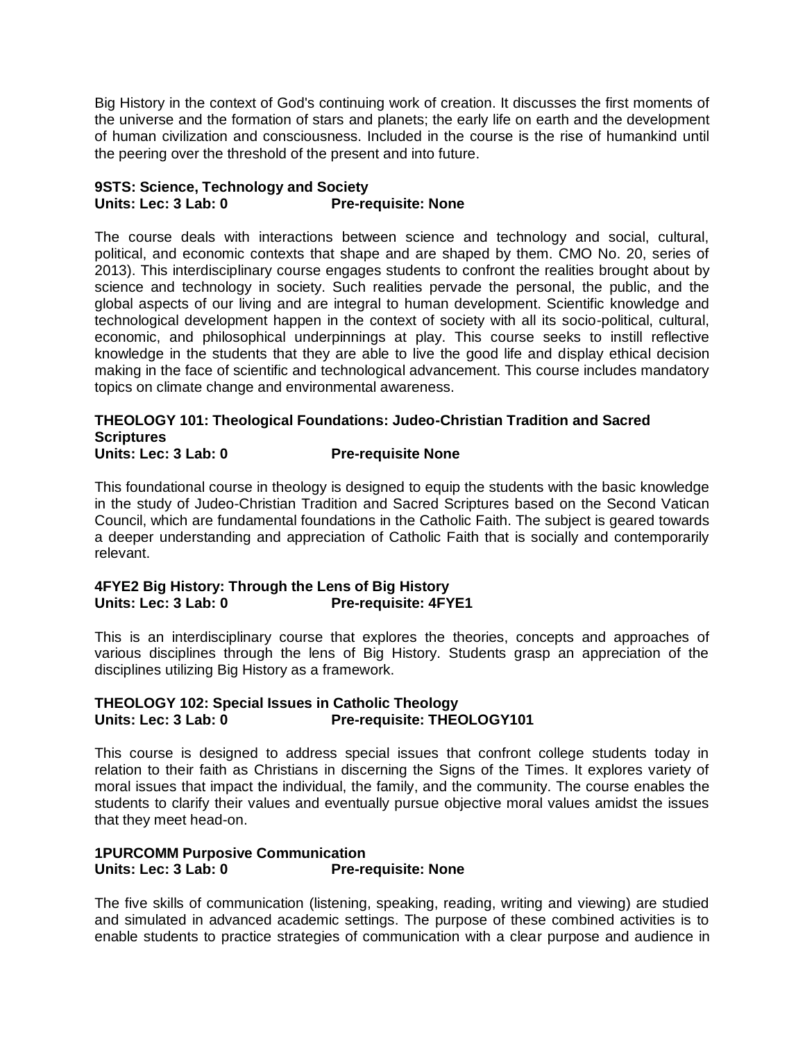Big History in the context of God's continuing work of creation. It discusses the first moments of the universe and the formation of stars and planets; the early life on earth and the development of human civilization and consciousness. Included in the course is the rise of humankind until the peering over the threshold of the present and into future.

**9STS: Science, Technology and Society**
**Units: Lec: 3 Lab: 0 Pre-requisite: None**

The course deals with interactions between science and technology and social, cultural, political, and economic contexts that shape and are shaped by them. CMO No. 20, series of 2013). This interdisciplinary course engages students to confront the realities brought about by science and technology in society. Such realities pervade the personal, the public, and the global aspects of our living and are integral to human development. Scientific knowledge and technological development happen in the context of society with all its socio-political, cultural, economic, and philosophical underpinnings at play. This course seeks to instill reflective knowledge in the students that they are able to live the good life and display ethical decision making in the face of scientific and technological advancement. This course includes mandatory topics on climate change and environmental awareness.

**THEOLOGY 101: Theological Foundations: Judeo-Christian Tradition and Sacred Scriptures**
**Units: Lec: 3 Lab: 0 Pre-requisite None**

This foundational course in theology is designed to equip the students with the basic knowledge in the study of Judeo-Christian Tradition and Sacred Scriptures based on the Second Vatican Council, which are fundamental foundations in the Catholic Faith. The subject is geared towards a deeper understanding and appreciation of Catholic Faith that is socially and contemporarily relevant.

**4FYE2 Big History: Through the Lens of Big History**
**Units: Lec: 3 Lab: 0 Pre-requisite: 4FYE1**

This is an interdisciplinary course that explores the theories, concepts and approaches of various disciplines through the lens of Big History. Students grasp an appreciation of the disciplines utilizing Big History as a framework.

**THEOLOGY 102: Special Issues in Catholic Theology**
**Units: Lec: 3 Lab: 0 Pre-requisite: THEOLOGY101**

This course is designed to address special issues that confront college students today in relation to their faith as Christians in discerning the Signs of the Times. It explores variety of moral issues that impact the individual, the family, and the community. The course enables the students to clarify their values and eventually pursue objective moral values amidst the issues that they meet head-on.

**1PURCOMM Purposive Communication**
**Units: Lec: 3 Lab: 0 Pre-requisite: None**

The five skills of communication (listening, speaking, reading, writing and viewing) are studied and simulated in advanced academic settings. The purpose of these combined activities is to enable students to practice strategies of communication with a clear purpose and audience in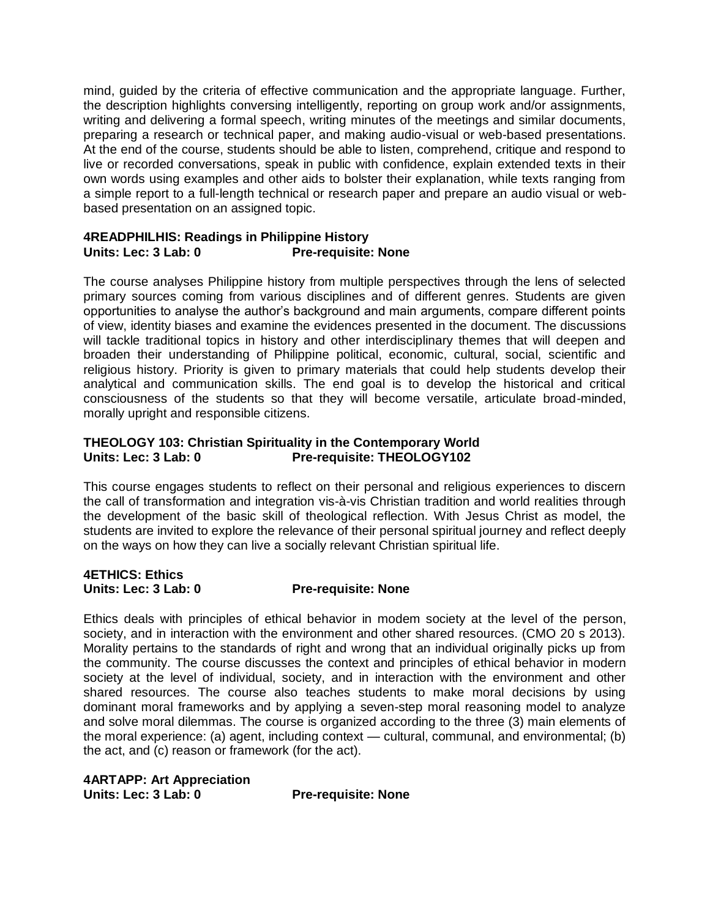mind, guided by the criteria of effective communication and the appropriate language. Further, the description highlights conversing intelligently, reporting on group work and/or assignments, writing and delivering a formal speech, writing minutes of the meetings and similar documents, preparing a research or technical paper, and making audio-visual or web-based presentations. At the end of the course, students should be able to listen, comprehend, critique and respond to live or recorded conversations, speak in public with confidence, explain extended texts in their own words using examples and other aids to bolster their explanation, while texts ranging from a simple report to a full-length technical or research paper and prepare an audio visual or web-based presentation on an assigned topic.

**4READPHILHIS: Readings in Philippine History**
**Units: Lec: 3 Lab: 0 Pre-requisite: None**

The course analyses Philippine history from multiple perspectives through the lens of selected primary sources coming from various disciplines and of different genres. Students are given opportunities to analyse the author's background and main arguments, compare different points of view, identity biases and examine the evidences presented in the document. The discussions will tackle traditional topics in history and other interdisciplinary themes that will deepen and broaden their understanding of Philippine political, economic, cultural, social, scientific and religious history. Priority is given to primary materials that could help students develop their analytical and communication skills. The end goal is to develop the historical and critical consciousness of the students so that they will become versatile, articulate broad-minded, morally upright and responsible citizens.

**THEOLOGY 103: Christian Spirituality in the Contemporary World**
**Units: Lec: 3 Lab: 0 Pre-requisite: THEOLOGY102**

This course engages students to reflect on their personal and religious experiences to discern the call of transformation and integration vis-à-vis Christian tradition and world realities through the development of the basic skill of theological reflection. With Jesus Christ as model, the students are invited to explore the relevance of their personal spiritual journey and reflect deeply on the ways on how they can live a socially relevant Christian spiritual life.

**4ETHICS: Ethics**
**Units: Lec: 3 Lab: 0 Pre-requisite: None**

Ethics deals with principles of ethical behavior in modem society at the level of the person, society, and in interaction with the environment and other shared resources. (CMO 20 s 2013). Morality pertains to the standards of right and wrong that an individual originally picks up from the community. The course discusses the context and principles of ethical behavior in modern society at the level of individual, society, and in interaction with the environment and other shared resources. The course also teaches students to make moral decisions by using dominant moral frameworks and by applying a seven-step moral reasoning model to analyze and solve moral dilemmas. The course is organized according to the three (3) main elements of the moral experience: (a) agent, including context — cultural, communal, and environmental; (b) the act, and (c) reason or framework (for the act).

**4ARTAPP: Art Appreciation**
**Units: Lec: 3 Lab: 0 Pre-requisite: None**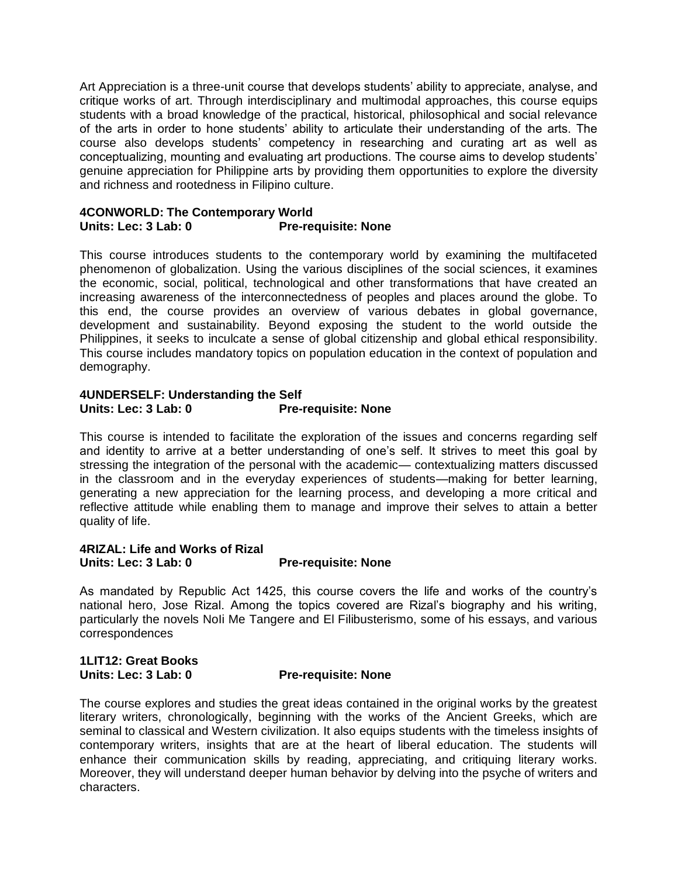Art Appreciation is a three-unit course that develops students' ability to appreciate, analyse, and critique works of art. Through interdisciplinary and multimodal approaches, this course equips students with a broad knowledge of the practical, historical, philosophical and social relevance of the arts in order to hone students' ability to articulate their understanding of the arts. The course also develops students' competency in researching and curating art as well as conceptualizing, mounting and evaluating art productions. The course aims to develop students' genuine appreciation for Philippine arts by providing them opportunities to explore the diversity and richness and rootedness in Filipino culture.

**4CONWORLD: The Contemporary World**
**Units: Lec: 3 Lab: 0 Pre-requisite: None**

This course introduces students to the contemporary world by examining the multifaceted phenomenon of globalization. Using the various disciplines of the social sciences, it examines the economic, social, political, technological and other transformations that have created an increasing awareness of the interconnectedness of peoples and places around the globe. To this end, the course provides an overview of various debates in global governance, development and sustainability. Beyond exposing the student to the world outside the Philippines, it seeks to inculcate a sense of global citizenship and global ethical responsibility. This course includes mandatory topics on population education in the context of population and demography.

**4UNDERSELF: Understanding the Self**
**Units: Lec: 3 Lab: 0 Pre-requisite: None**

This course is intended to facilitate the exploration of the issues and concerns regarding self and identity to arrive at a better understanding of one's self. It strives to meet this goal by stressing the integration of the personal with the academic— contextualizing matters discussed in the classroom and in the everyday experiences of students—making for better learning, generating a new appreciation for the learning process, and developing a more critical and reflective attitude while enabling them to manage and improve their selves to attain a better quality of life.

**4RIZAL: Life and Works of Rizal**
**Units: Lec: 3 Lab: 0 Pre-requisite: None**

As mandated by Republic Act 1425, this course covers the life and works of the country's national hero, Jose Rizal. Among the topics covered are Rizal's biography and his writing, particularly the novels Noli Me Tangere and El Filibusterismo, some of his essays, and various correspondences

**1LIT12: Great Books**
**Units: Lec: 3 Lab: 0 Pre-requisite: None**

The course explores and studies the great ideas contained in the original works by the greatest literary writers, chronologically, beginning with the works of the Ancient Greeks, which are seminal to classical and Western civilization. It also equips students with the timeless insights of contemporary writers, insights that are at the heart of liberal education. The students will enhance their communication skills by reading, appreciating, and critiquing literary works. Moreover, they will understand deeper human behavior by delving into the psyche of writers and characters.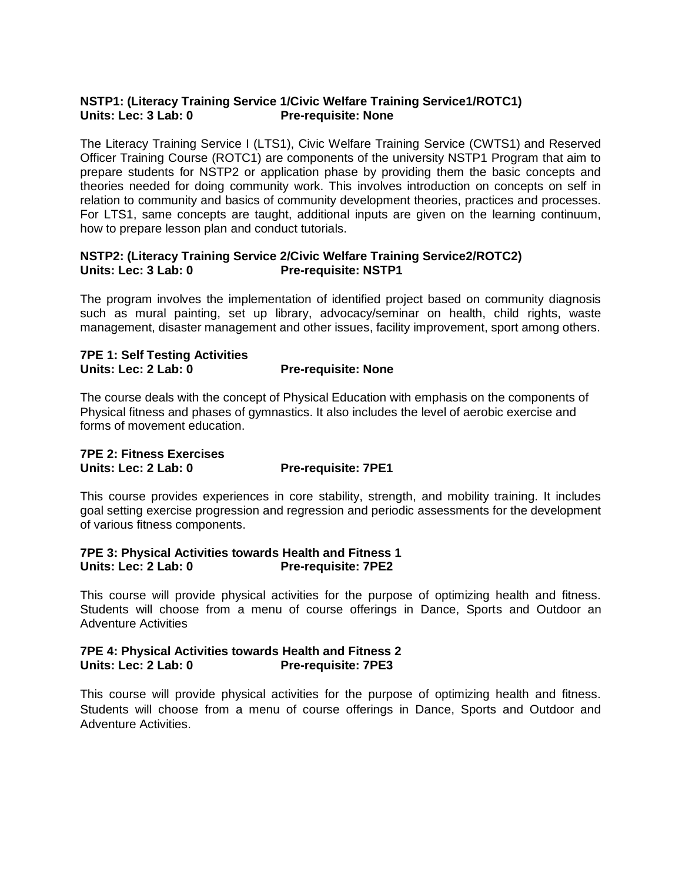**NSTP1: (Literacy Training Service 1/Civic Welfare Training Service1/ROTC1)**
**Units: Lec: 3 Lab: 0 Pre-requisite: None**

The Literacy Training Service I (LTS1), Civic Welfare Training Service (CWTS1) and Reserved Officer Training Course (ROTC1) are components of the university NSTP1 Program that aim to prepare students for NSTP2 or application phase by providing them the basic concepts and theories needed for doing community work. This involves introduction on concepts on self in relation to community and basics of community development theories, practices and processes. For LTS1, same concepts are taught, additional inputs are given on the learning continuum, how to prepare lesson plan and conduct tutorials.

**NSTP2: (Literacy Training Service 2/Civic Welfare Training Service2/ROTC2)**
**Units: Lec: 3 Lab: 0 Pre-requisite: NSTP1**

The program involves the implementation of identified project based on community diagnosis such as mural painting, set up library, advocacy/seminar on health, child rights, waste management, disaster management and other issues, facility improvement, sport among others.

**7PE 1: Self Testing Activities**
**Units: Lec: 2 Lab: 0 Pre-requisite: None**

The course deals with the concept of Physical Education with emphasis on the components of Physical fitness and phases of gymnastics. It also includes the level of aerobic exercise and forms of movement education.

**7PE 2: Fitness Exercises**
**Units: Lec: 2 Lab: 0 Pre-requisite: 7PE1**

This course provides experiences in core stability, strength, and mobility training. It includes goal setting exercise progression and regression and periodic assessments for the development of various fitness components.

**7PE 3: Physical Activities towards Health and Fitness 1**
**Units: Lec: 2 Lab: 0 Pre-requisite: 7PE2**

This course will provide physical activities for the purpose of optimizing health and fitness. Students will choose from a menu of course offerings in Dance, Sports and Outdoor an Adventure Activities

**7PE 4: Physical Activities towards Health and Fitness 2**
**Units: Lec: 2 Lab: 0 Pre-requisite: 7PE3**

This course will provide physical activities for the purpose of optimizing health and fitness. Students will choose from a menu of course offerings in Dance, Sports and Outdoor and Adventure Activities.